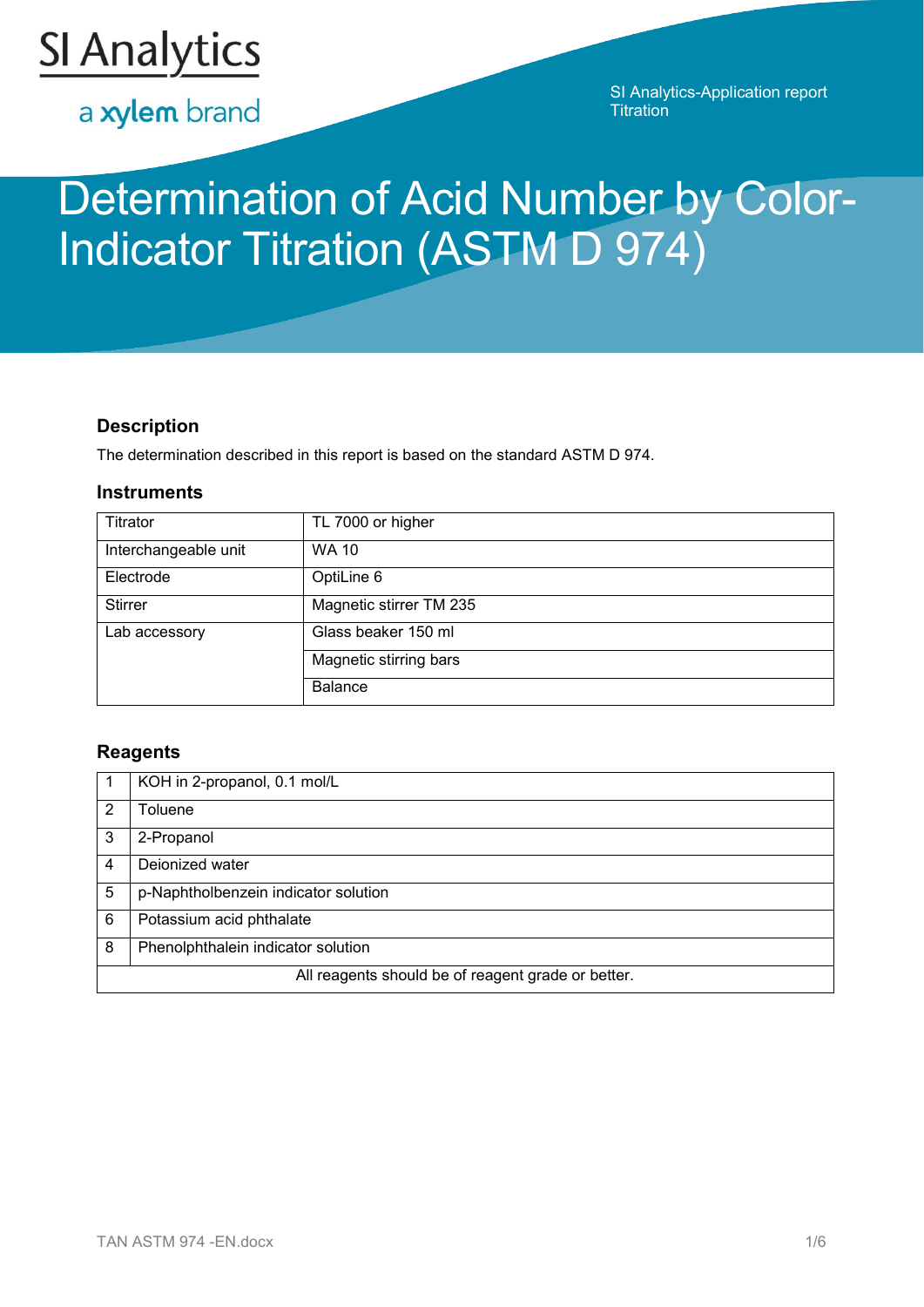SI Analytics

a xylem brand

SI Analytics-Application report
Titration

# Determination of Acid Number by Color-Indicator Titration (ASTM D 974)

## Description

The determination described in this report is based on the standard ASTM D 974.

### Instruments

| | |
|---|---|
| Titrator | TL 7000 or higher |
| Interchangeable unit | WA 10 |
| Electrode | OptiLine 6 |
| Stirrer | Magnetic stirrer TM 235 |
| Lab accessory | Glass beaker 150 ml |
| | Magnetic stirring bars |
| | Balance |

### Reagents

| | |
|---|---|
| 1 | KOH in 2-propanol, 0.1 mol/L |
| 2 | Toluene |
| 3 | 2-Propanol |
| 4 | Deionized water |
| 5 | p-Naphtholbenzein indicator solution |
| 6 | Potassium acid phthalate |
| 8 | Phenolphthalein indicator solution |
| All reagents should be of reagent grade or better. | |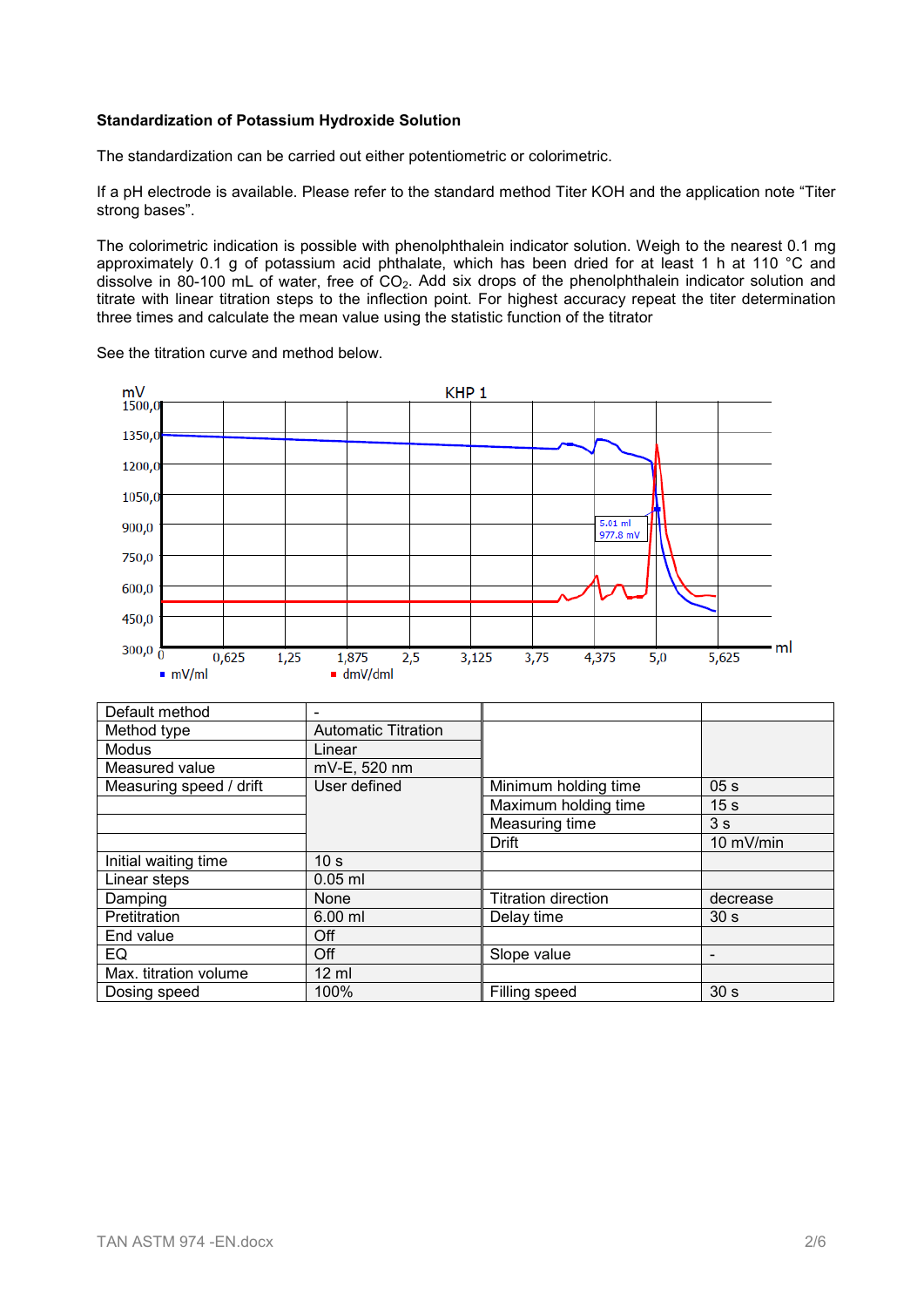**Standardization of Potassium Hydroxide Solution**

The standardization can be carried out either potentiometric or colorimetric.

If a pH electrode is available. Please refer to the standard method Titer KOH and the application note "Titer strong bases".

The colorimetric indication is possible with phenolphthalein indicator solution. Weigh to the nearest 0.1 mg approximately 0.1 g of potassium acid phthalate, which has been dried for at least 1 h at 110 °C and dissolve in 80-100 mL of water, free of $CO_2$. Add six drops of the phenolphthalein indicator solution and titrate with linear titration steps to the inflection point. For highest accuracy repeat the titer determination three times and calculate the mean value using the statistic function of the titrator

See the titration curve and method below.

| Default method | - | | |
|---|---|---|---|
| Method type | Automatic Titration | | |
| Modus | Linear | | |
| Measured value | mV-E, 520 nm | | |
| Measuring speed / drift | User defined | Minimum holding time | 05 s |
| | | Maximum holding time | 15 s |
| | | Measuring time | 3 s |
| | | Drift | 10 mV/min |
| Initial waiting time | 10 s | | |
| Linear steps | 0.05 ml | | |
| Damping | None | Titration direction | decrease |
| Pretitration | 6.00 ml | Delay time | 30 s |
| End value | Off | | |
| EQ | Off | Slope value | - |
| Max. titration volume | 12 ml | | |
| Dosing speed | 100% | Filling speed | 30 s |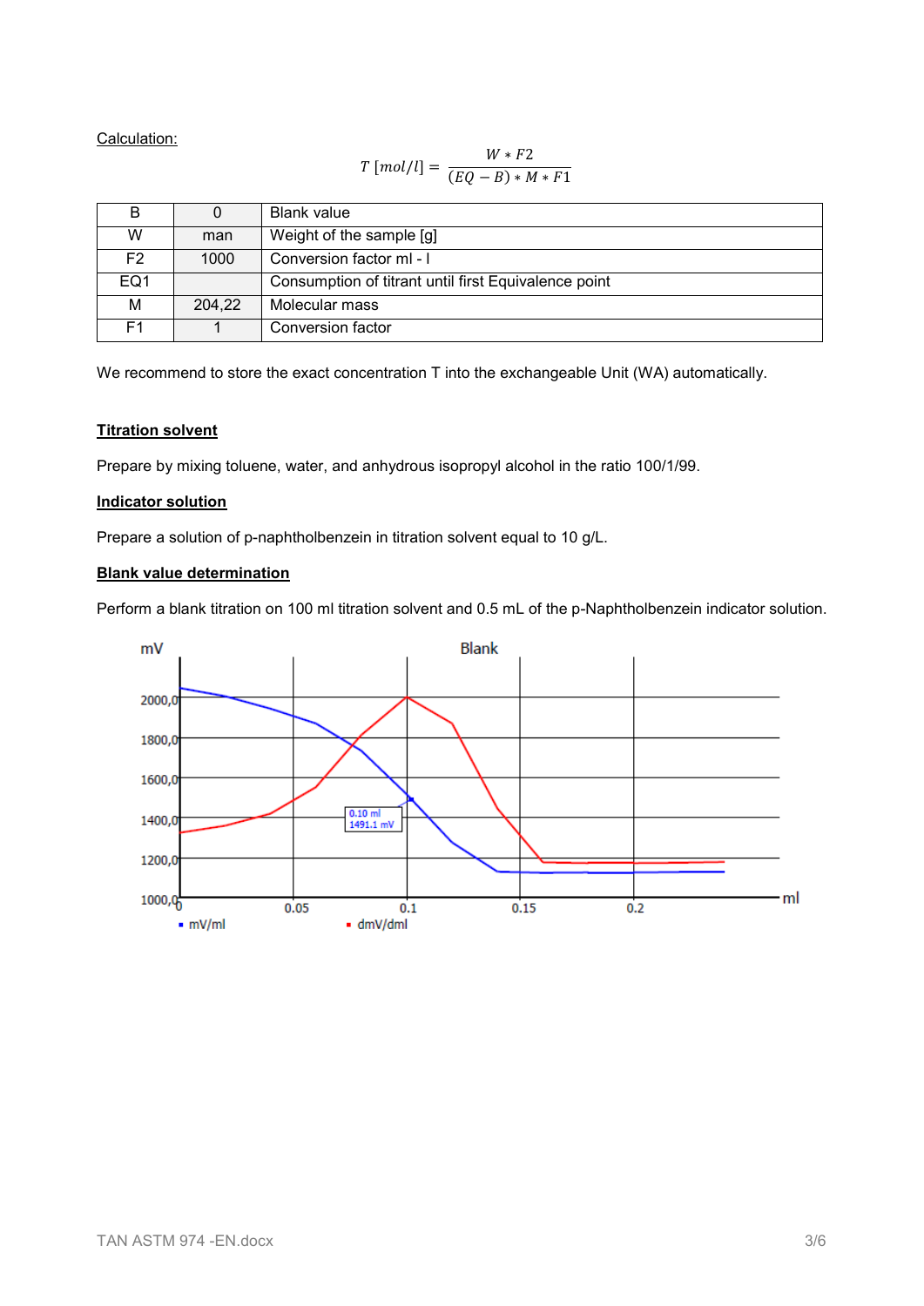Calculation:

$$T\ [mol/l] = \frac{W * F2}{(EQ - B) * M * F1}$$

| B | 0 | Blank value |
|---|---|---|
| W | man | Weight of the sample [g] |
| F2 | 1000 | Conversion factor ml - l |
| EQ1 | | Consumption of titrant until first Equivalence point |
| M | 204,22 | Molecular mass |
| F1 | 1 | Conversion factor |

We recommend to store the exact concentration T into the exchangeable Unit (WA) automatically.

## Titration solvent

Prepare by mixing toluene, water, and anhydrous isopropyl alcohol in the ratio 100/1/99.

## Indicator solution

Prepare a solution of p-naphtholbenzein in titration solvent equal to 10 g/L.

## Blank value determination

Perform a blank titration on 100 ml titration solvent and 0.5 mL of the p-Naphtholbenzein indicator solution.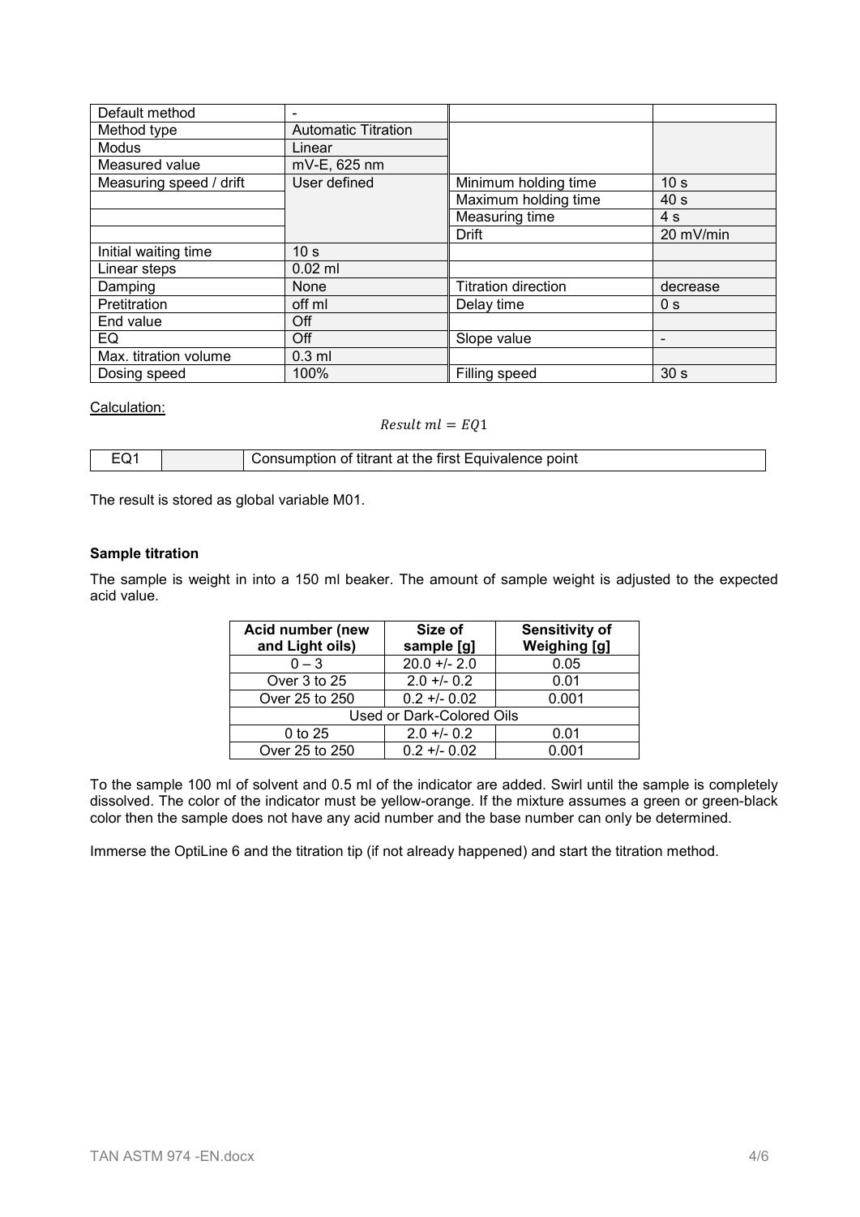| Default method | - | | |
| --- | --- | --- | --- |
| Method type | Automatic Titration | | |
| Modus | Linear | | |
| Measured value | mV-E, 625 nm | | |
| Measuring speed / drift | User defined | Minimum holding time | 10 s |
| | | Maximum holding time | 40 s |
| | | Measuring time | 4 s |
| | | Drift | 20 mV/min |
| Initial waiting time | 10 s | | |
| Linear steps | 0.02 ml | | |
| Damping | None | Titration direction | decrease |
| Pretitration | off ml | Delay time | 0 s |
| End value | Off | | |
| EQ | Off | Slope value | - |
| Max. titration volume | 0.3 ml | | |
| Dosing speed | 100% | Filling speed | 30 s |

Calculation:

$$Result\ ml = EQ1$$

| EQ1 | | Consumption of titrant at the first Equivalence point |
| --- | --- | --- |

The result is stored as global variable M01.

**Sample titration**

The sample is weight in into a 150 ml beaker. The amount of sample weight is adjusted to the expected acid value.

| Acid number (new and Light oils) | Size of sample [g] | Sensitivity of Weighing [g] |
| --- | --- | --- |
| 0 – 3 | 20.0 +/- 2.0 | 0.05 |
| Over 3 to 25 | 2.0 +/- 0.2 | 0.01 |
| Over 25 to 250 | 0.2 +/- 0.02 | 0.001 |
| Used or Dark-Colored Oils | | |
| 0 to 25 | 2.0 +/- 0.2 | 0.01 |
| Over 25 to 250 | 0.2 +/- 0.02 | 0.001 |

To the sample 100 ml of solvent and 0.5 ml of the indicator are added. Swirl until the sample is completely dissolved. The color of the indicator must be yellow-orange. If the mixture assumes a green or green-black color then the sample does not have any acid number and the base number can only be determined.

Immerse the OptiLine 6 and the titration tip (if not already happened) and start the titration method.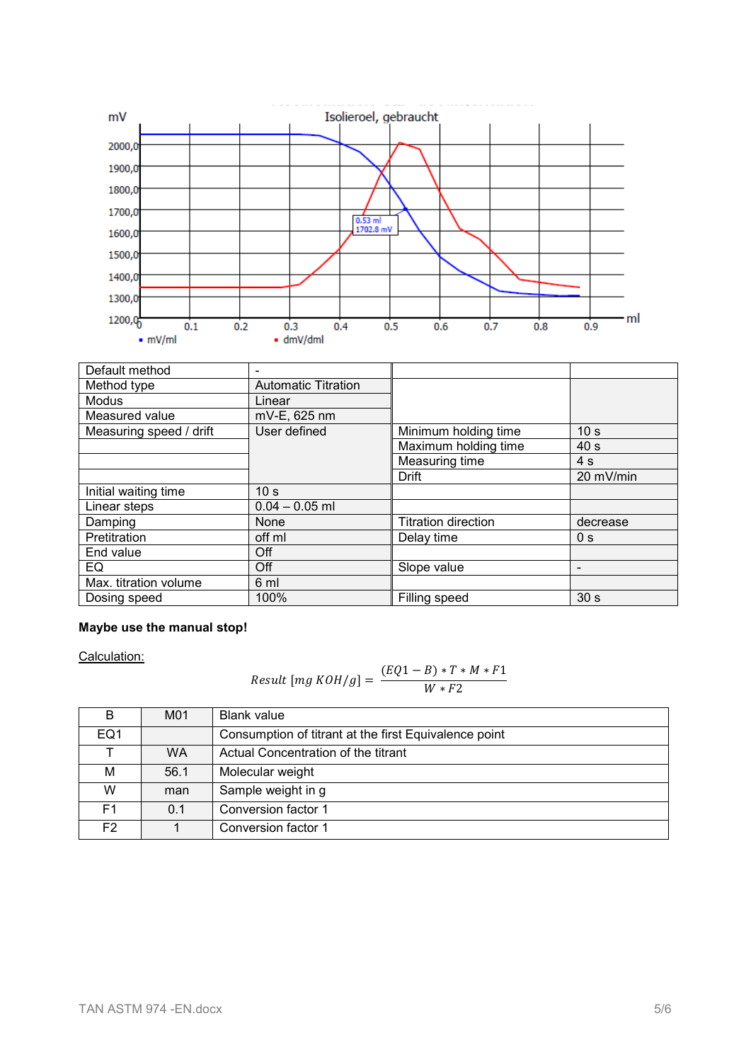Isolieroel, gebraucht

| Default method | - | | |
|---|---|---|---|
| Method type | Automatic Titration | | |
| Modus | Linear | | |
| Measured value | mV-E, 625 nm | | |
| Measuring speed / drift | User defined | Minimum holding time | 10 s |
| | | Maximum holding time | 40 s |
| | | Measuring time | 4 s |
| | | Drift | 20 mV/min |
| Initial waiting time | 10 s | | |
| Linear steps | 0.04 – 0.05 ml | | |
| Damping | None | Titration direction | decrease |
| Pretitration | off ml | Delay time | 0 s |
| End value | Off | | |
| EQ | Off | Slope value | - |
| Max. titration volume | 6 ml | | |
| Dosing speed | 100% | Filling speed | 30 s |

**Maybe use the manual stop!**

Calculation:

$$Result\ [mg\ KOH/g] = \frac{(EQ1 - B) * T * M * F1}{W * F2}$$

| B | M01 | Blank value |
|---|---|---|
| EQ1 | | Consumption of titrant at the first Equivalence point |
| T | WA | Actual Concentration of the titrant |
| M | 56.1 | Molecular weight |
| W | man | Sample weight in g |
| F1 | 0.1 | Conversion factor 1 |
| F2 | 1 | Conversion factor 1 |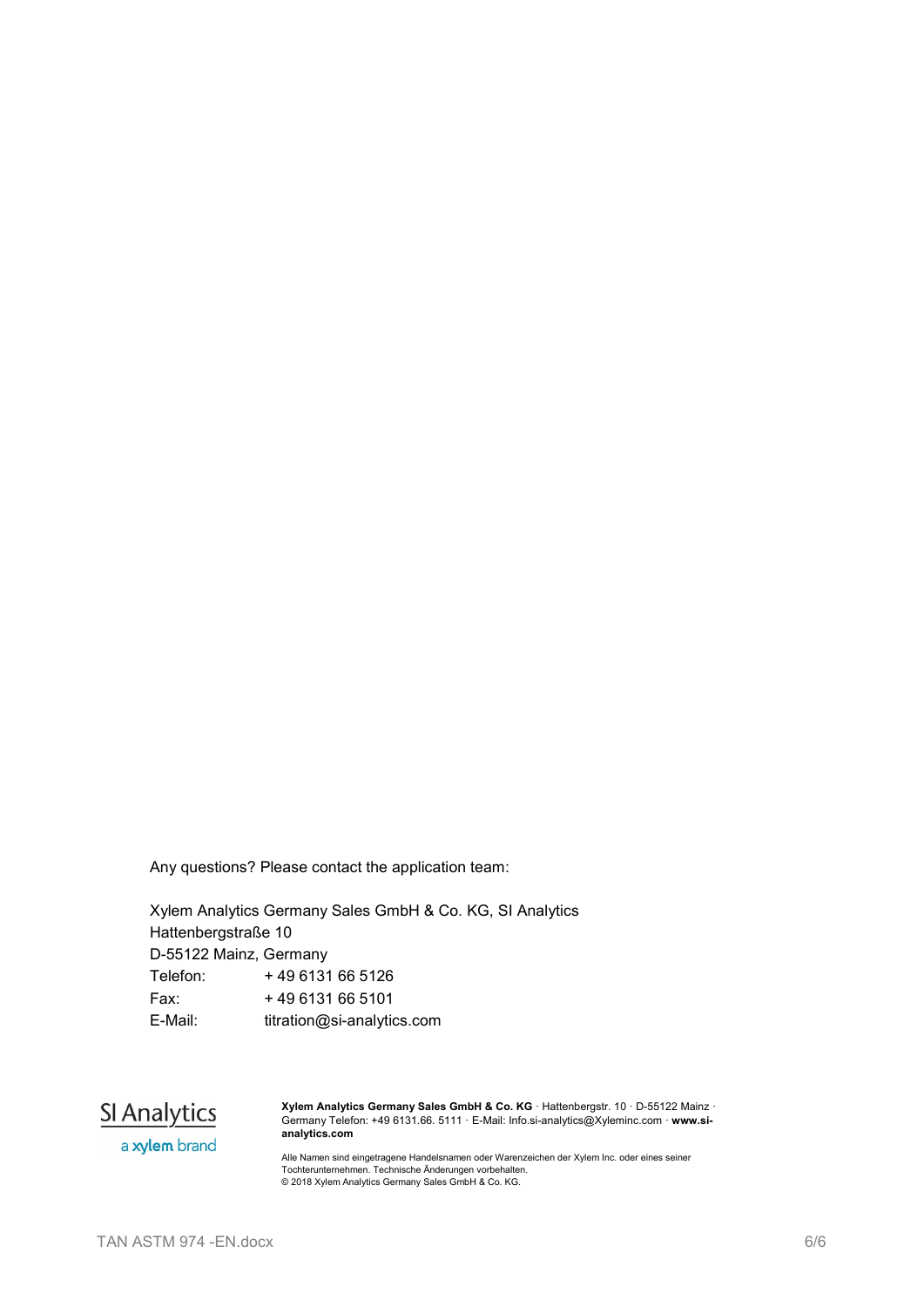Any questions? Please contact the application team:

Xylem Analytics Germany Sales GmbH & Co. KG, SI Analytics
Hattenbergstraße 10
D-55122 Mainz, Germany

| | |
|---|---|
| Telefon: | + 49 6131 66 5126 |
| Fax: | + 49 6131 66 5101 |
| E-Mail: | titration@si-analytics.com |

SI Analytics
a xylem brand

**Xylem Analytics Germany Sales GmbH & Co. KG** · Hattenbergstr. 10 · D-55122 Mainz · Germany Telefon: +49 6131.66. 5111 · E-Mail: Info.si-analytics@Xyleminc.com · **www.si-analytics.com**

Alle Namen sind eingetragene Handelsnamen oder Warenzeichen der Xylem Inc. oder eines seiner Tochterunternehmen. Technische Änderungen vorbehalten.
© 2018 Xylem Analytics Germany Sales GmbH & Co. KG.